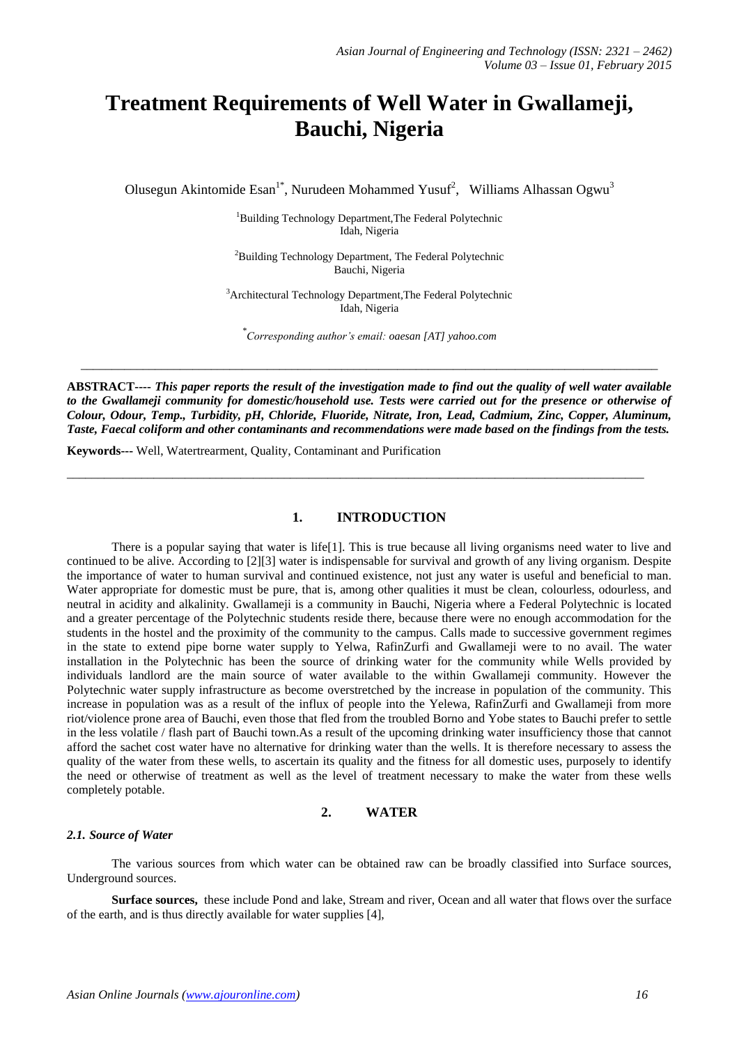# Treatment Requirements of Well Water in Gwallameji, Bauchi, Nigeria

Olusegun Akintomide Esan[1*], Nurudeen Mohammed Yusuf[2], Williams Alhassan Ogwu[3]

[1]Building Technology Department,The Federal Polytechnic Idah, Nigeria

[2]Building Technology Department, The Federal Polytechnic Bauchi, Nigeria

[3]Architectural Technology Department,The Federal Polytechnic Idah, Nigeria

[*]*Corresponding author's email: oaesan [AT] yahoo.com*

---

**ABSTRACT---- *This paper reports the result of the investigation made to find out the quality of well water available to the Gwallameji community for domestic/household use. Tests were carried out for the presence or otherwise of Colour, Odour, Temp., Turbidity, pH, Chloride, Fluoride, Nitrate, Iron, Lead, Cadmium, Zinc, Copper, Aluminum, Taste, Faecal coliform and other contaminants and recommendations were made based on the findings from the tests.***

**Keywords---** Well, Watertrearment, Quality, Contaminant and Purification

---

## 1. INTRODUCTION

There is a popular saying that water is life[1]. This is true because all living organisms need water to live and continued to be alive. According to [2][3] water is indispensable for survival and growth of any living organism. Despite the importance of water to human survival and continued existence, not just any water is useful and beneficial to man. Water appropriate for domestic must be pure, that is, among other qualities it must be clean, colourless, odourless, and neutral in acidity and alkalinity. Gwallameji is a community in Bauchi, Nigeria where a Federal Polytechnic is located and a greater percentage of the Polytechnic students reside there, because there were no enough accommodation for the students in the hostel and the proximity of the community to the campus. Calls made to successive government regimes in the state to extend pipe borne water supply to Yelwa, RafinZurfi and Gwallameji were to no avail. The water installation in the Polytechnic has been the source of drinking water for the community while Wells provided by individuals landlord are the main source of water available to the within Gwallameji community. However the Polytechnic water supply infrastructure as become overstretched by the increase in population of the community. This increase in population was as a result of the influx of people into the Yelewa, RafinZurfi and Gwallameji from more riot/violence prone area of Bauchi, even those that fled from the troubled Borno and Yobe states to Bauchi prefer to settle in the less volatile / flash part of Bauchi town.As a result of the upcoming drinking water insufficiency those that cannot afford the sachet cost water have no alternative for drinking water than the wells. It is therefore necessary to assess the quality of the water from these wells, to ascertain its quality and the fitness for all domestic uses, purposely to identify the need or otherwise of treatment as well as the level of treatment necessary to make the water from these wells completely potable.

## 2. WATER

### *2.1. Source of Water*

The various sources from which water can be obtained raw can be broadly classified into Surface sources, Underground sources.

**Surface sources,** these include Pond and lake, Stream and river, Ocean and all water that flows over the surface of the earth, and is thus directly available for water supplies [4],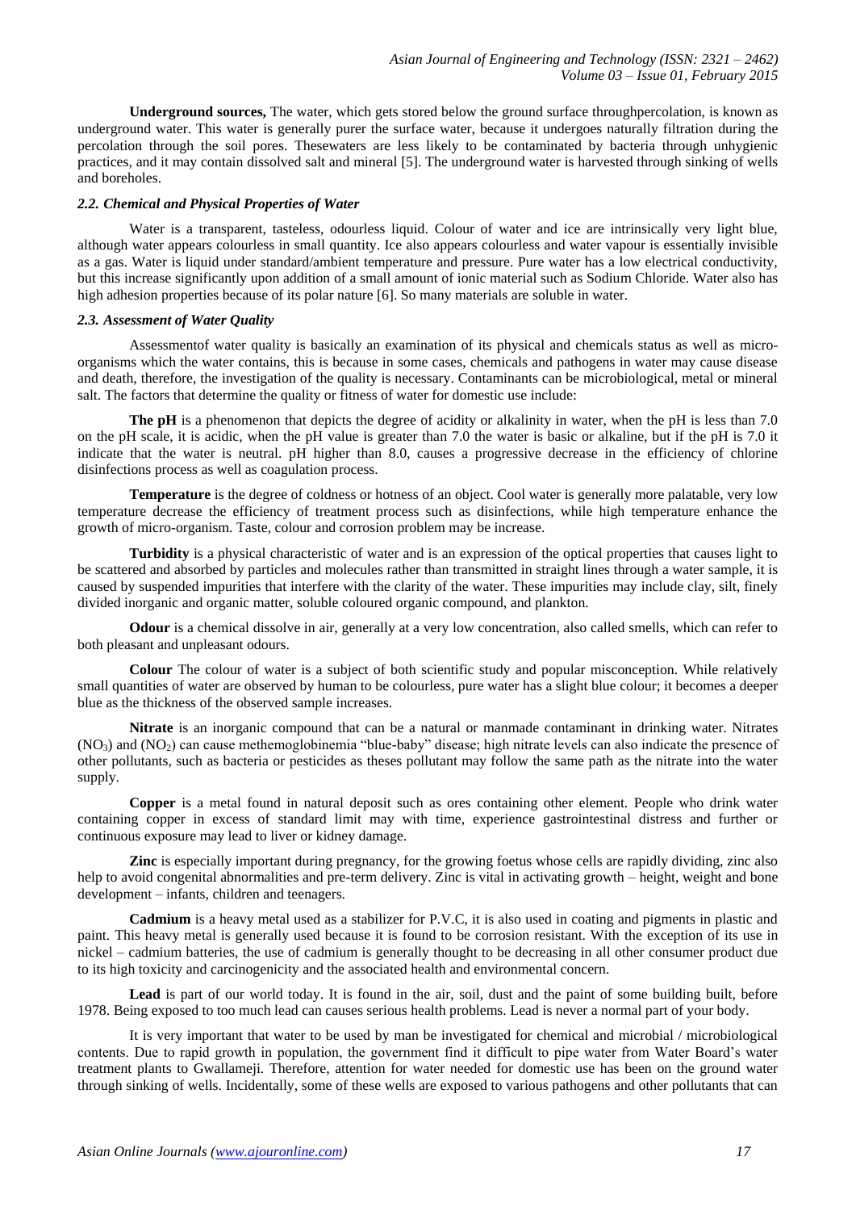**Underground sources,** The water, which gets stored below the ground surface throughpercolation, is known as underground water. This water is generally purer the surface water, because it undergoes naturally filtration during the percolation through the soil pores. Thesewaters are less likely to be contaminated by bacteria through unhygienic practices, and it may contain dissolved salt and mineral [5]. The underground water is harvested through sinking of wells and boreholes.

### *2.2. Chemical and Physical Properties of Water*

Water is a transparent, tasteless, odourless liquid. Colour of water and ice are intrinsically very light blue, although water appears colourless in small quantity. Ice also appears colourless and water vapour is essentially invisible as a gas. Water is liquid under standard/ambient temperature and pressure. Pure water has a low electrical conductivity, but this increase significantly upon addition of a small amount of ionic material such as Sodium Chloride. Water also has high adhesion properties because of its polar nature [6]. So many materials are soluble in water.

### *2.3. Assessment of Water Quality*

Assessmentof water quality is basically an examination of its physical and chemicals status as well as micro-organisms which the water contains, this is because in some cases, chemicals and pathogens in water may cause disease and death, therefore, the investigation of the quality is necessary. Contaminants can be microbiological, metal or mineral salt. The factors that determine the quality or fitness of water for domestic use include:

**The pH** is a phenomenon that depicts the degree of acidity or alkalinity in water, when the pH is less than 7.0 on the pH scale, it is acidic, when the pH value is greater than 7.0 the water is basic or alkaline, but if the pH is 7.0 it indicate that the water is neutral. pH higher than 8.0, causes a progressive decrease in the efficiency of chlorine disinfections process as well as coagulation process.

**Temperature** is the degree of coldness or hotness of an object. Cool water is generally more palatable, very low temperature decrease the efficiency of treatment process such as disinfections, while high temperature enhance the growth of micro-organism. Taste, colour and corrosion problem may be increase.

**Turbidity** is a physical characteristic of water and is an expression of the optical properties that causes light to be scattered and absorbed by particles and molecules rather than transmitted in straight lines through a water sample, it is caused by suspended impurities that interfere with the clarity of the water. These impurities may include clay, silt, finely divided inorganic and organic matter, soluble coloured organic compound, and plankton.

**Odour** is a chemical dissolve in air, generally at a very low concentration, also called smells, which can refer to both pleasant and unpleasant odours.

**Colour** The colour of water is a subject of both scientific study and popular misconception. While relatively small quantities of water are observed by human to be colourless, pure water has a slight blue colour; it becomes a deeper blue as the thickness of the observed sample increases.

**Nitrate** is an inorganic compound that can be a natural or manmade contaminant in drinking water. Nitrates ($NO_3$) and ($NO_2$) can cause methemoglobinemia "blue-baby" disease; high nitrate levels can also indicate the presence of other pollutants, such as bacteria or pesticides as theses pollutant may follow the same path as the nitrate into the water supply.

**Copper** is a metal found in natural deposit such as ores containing other element. People who drink water containing copper in excess of standard limit may with time, experience gastrointestinal distress and further or continuous exposure may lead to liver or kidney damage.

**Zinc** is especially important during pregnancy, for the growing foetus whose cells are rapidly dividing, zinc also help to avoid congenital abnormalities and pre-term delivery. Zinc is vital in activating growth – height, weight and bone development – infants, children and teenagers.

**Cadmium** is a heavy metal used as a stabilizer for P.V.C, it is also used in coating and pigments in plastic and paint. This heavy metal is generally used because it is found to be corrosion resistant. With the exception of its use in nickel – cadmium batteries, the use of cadmium is generally thought to be decreasing in all other consumer product due to its high toxicity and carcinogenicity and the associated health and environmental concern.

**Lead** is part of our world today. It is found in the air, soil, dust and the paint of some building built, before 1978. Being exposed to too much lead can causes serious health problems. Lead is never a normal part of your body.

It is very important that water to be used by man be investigated for chemical and microbial / microbiological contents. Due to rapid growth in population, the government find it difficult to pipe water from Water Board's water treatment plants to Gwallameji. Therefore, attention for water needed for domestic use has been on the ground water through sinking of wells. Incidentally, some of these wells are exposed to various pathogens and other pollutants that can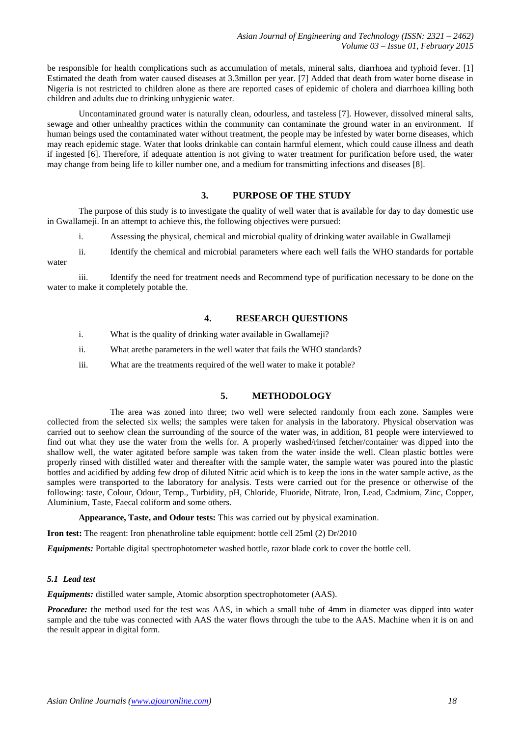be responsible for health complications such as accumulation of metals, mineral salts, diarrhoea and typhoid fever. [1] Estimated the death from water caused diseases at 3.3millon per year. [7] Added that death from water borne disease in Nigeria is not restricted to children alone as there are reported cases of epidemic of cholera and diarrhoea killing both children and adults due to drinking unhygienic water.

Uncontaminated ground water is naturally clean, odourless, and tasteless [7]. However, dissolved mineral salts, sewage and other unhealthy practices within the community can contaminate the ground water in an environment. If human beings used the contaminated water without treatment, the people may be infested by water borne diseases, which may reach epidemic stage. Water that looks drinkable can contain harmful element, which could cause illness and death if ingested [6]. Therefore, if adequate attention is not giving to water treatment for purification before used, the water may change from being life to killer number one, and a medium for transmitting infections and diseases [8].

## 3. PURPOSE OF THE STUDY

The purpose of this study is to investigate the quality of well water that is available for day to day domestic use in Gwallameji. In an attempt to achieve this, the following objectives were pursued:

i. Assessing the physical, chemical and microbial quality of drinking water available in Gwallameji

ii. Identify the chemical and microbial parameters where each well fails the WHO standards for portable water

iii. Identify the need for treatment needs and Recommend type of purification necessary to be done on the water to make it completely potable the.

## 4. RESEARCH QUESTIONS

i. What is the quality of drinking water available in Gwallameji?

ii. What arethe parameters in the well water that fails the WHO standards?

iii. What are the treatments required of the well water to make it potable?

## 5. METHODOLOGY

The area was zoned into three; two well were selected randomly from each zone. Samples were collected from the selected six wells; the samples were taken for analysis in the laboratory. Physical observation was carried out to seehow clean the surrounding of the source of the water was, in addition, 81 people were interviewed to find out what they use the water from the wells for. A properly washed/rinsed fetcher/container was dipped into the shallow well, the water agitated before sample was taken from the water inside the well. Clean plastic bottles were properly rinsed with distilled water and thereafter with the sample water, the sample water was poured into the plastic bottles and acidified by adding few drop of diluted Nitric acid which is to keep the ions in the water sample active, as the samples were transported to the laboratory for analysis. Tests were carried out for the presence or otherwise of the following: taste, Colour, Odour, Temp., Turbidity, pH, Chloride, Fluoride, Nitrate, Iron, Lead, Cadmium, Zinc, Copper, Aluminium, Taste, Faecal coliform and some others.

**Appearance, Taste, and Odour tests:** This was carried out by physical examination.

**Iron test:** The reagent: Iron phenathroline table equipment: bottle cell 25ml (2) Dr/2010

***Equipments:*** Portable digital spectrophotometer washed bottle, razor blade cork to cover the bottle cell.

### *5.1 Lead test*

***Equipments:*** distilled water sample, Atomic absorption spectrophotometer (AAS).

***Procedure:*** the method used for the test was AAS, in which a small tube of 4mm in diameter was dipped into water sample and the tube was connected with AAS the water flows through the tube to the AAS. Machine when it is on and the result appear in digital form.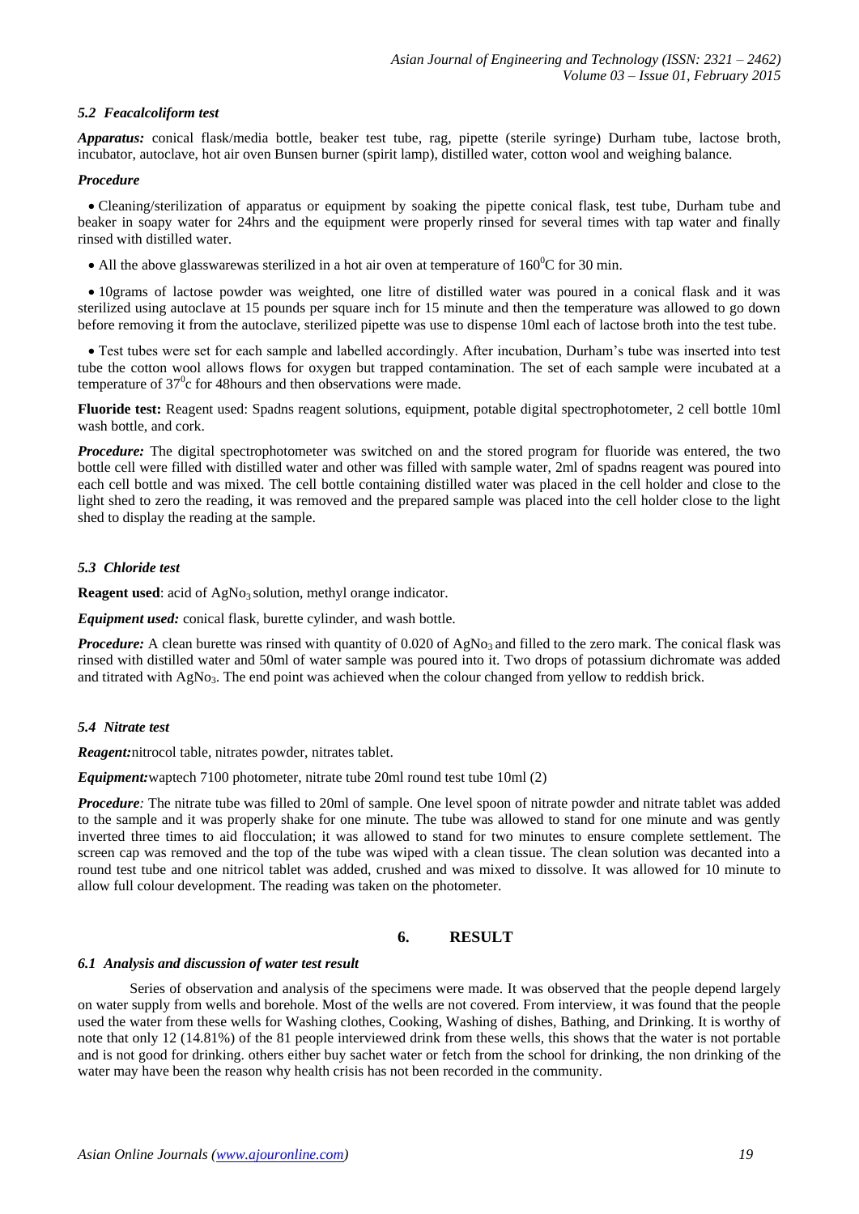### *5.2 Feacalcoliform test*

***Apparatus:*** conical flask/media bottle, beaker test tube, rag, pipette (sterile syringe) Durham tube, lactose broth, incubator, autoclave, hot air oven Bunsen burner (spirit lamp), distilled water, cotton wool and weighing balance.

***Procedure***

- Cleaning/sterilization of apparatus or equipment by soaking the pipette conical flask, test tube, Durham tube and beaker in soapy water for 24hrs and the equipment were properly rinsed for several times with tap water and finally rinsed with distilled water.
- All the above glasswarewas sterilized in a hot air oven at temperature of $160^0$C for 30 min.
- 10grams of lactose powder was weighted, one litre of distilled water was poured in a conical flask and it was sterilized using autoclave at 15 pounds per square inch for 15 minute and then the temperature was allowed to go down before removing it from the autoclave, sterilized pipette was use to dispense 10ml each of lactose broth into the test tube.
- Test tubes were set for each sample and labelled accordingly. After incubation, Durham's tube was inserted into test tube the cotton wool allows flows for oxygen but trapped contamination. The set of each sample were incubated at a temperature of $37^0$c for 48hours and then observations were made.

**Fluoride test:** Reagent used: Spadns reagent solutions, equipment, potable digital spectrophotometer, 2 cell bottle 10ml wash bottle, and cork.

***Procedure:*** The digital spectrophotometer was switched on and the stored program for fluoride was entered, the two bottle cell were filled with distilled water and other was filled with sample water, 2ml of spadns reagent was poured into each cell bottle and was mixed. The cell bottle containing distilled water was placed in the cell holder and close to the light shed to zero the reading, it was removed and the prepared sample was placed into the cell holder close to the light shed to display the reading at the sample.

### *5.3 Chloride test*

**Reagent used**: acid of $AgNo_3$ solution, methyl orange indicator.

***Equipment used:*** conical flask, burette cylinder, and wash bottle.

***Procedure:*** A clean burette was rinsed with quantity of 0.020 of $AgNo_3$ and filled to the zero mark. The conical flask was rinsed with distilled water and 50ml of water sample was poured into it. Two drops of potassium dichromate was added and titrated with $AgNo_3$. The end point was achieved when the colour changed from yellow to reddish brick.

### *5.4 Nitrate test*

***Reagent:***nitrocol table, nitrates powder, nitrates tablet.

***Equipment:***waptech 7100 photometer, nitrate tube 20ml round test tube 10ml (2)

***Procedure:*** The nitrate tube was filled to 20ml of sample. One level spoon of nitrate powder and nitrate tablet was added to the sample and it was properly shake for one minute. The tube was allowed to stand for one minute and was gently inverted three times to aid flocculation; it was allowed to stand for two minutes to ensure complete settlement. The screen cap was removed and the top of the tube was wiped with a clean tissue. The clean solution was decanted into a round test tube and one nitricol tablet was added, crushed and was mixed to dissolve. It was allowed for 10 minute to allow full colour development. The reading was taken on the photometer.

## 6. RESULT

### *6.1 Analysis and discussion of water test result*

Series of observation and analysis of the specimens were made. It was observed that the people depend largely on water supply from wells and borehole. Most of the wells are not covered. From interview, it was found that the people used the water from these wells for Washing clothes, Cooking, Washing of dishes, Bathing, and Drinking. It is worthy of note that only 12 (14.81%) of the 81 people interviewed drink from these wells, this shows that the water is not portable and is not good for drinking. others either buy sachet water or fetch from the school for drinking, the non drinking of the water may have been the reason why health crisis has not been recorded in the community.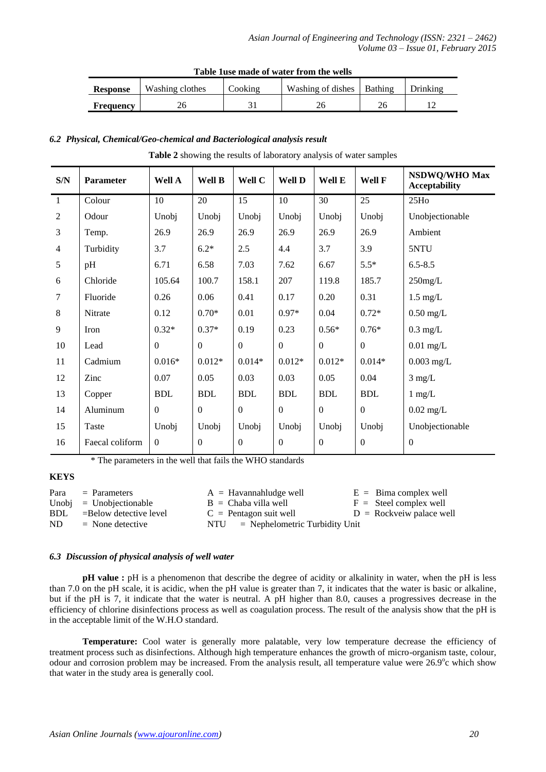**Table 1use made of water from the wells**

| Response | Washing clothes | Cooking | Washing of dishes | Bathing | Drinking |
|---|---|---|---|---|---|
| **Frequency** | 26 | 31 | 26 | 26 | 12 |

### *6.2 Physical, Chemical/Geo-chemical and Bacteriological analysis result*

**Table 2** showing the results of laboratory analysis of water samples

| S/N | Parameter | Well A | Well B | Well C | Well D | Well E | Well F | NSDWQ/WHO Max Acceptability |
|---|---|---|---|---|---|---|---|---|
| 1 | Colour | 10 | 20 | 15 | 10 | 30 | 25 | 25Ho |
| 2 | Odour | Unobj | Unobj | Unobj | Unobj | Unobj | Unobj | Unobjectionable |
| 3 | Temp. | 26.9 | 26.9 | 26.9 | 26.9 | 26.9 | 26.9 | Ambient |
| 4 | Turbidity | 3.7 | 6.2* | 2.5 | 4.4 | 3.7 | 3.9 | 5NTU |
| 5 | pH | 6.71 | 6.58 | 7.03 | 7.62 | 6.67 | 5.5* | 6.5-8.5 |
| 6 | Chloride | 105.64 | 100.7 | 158.1 | 207 | 119.8 | 185.7 | 250mg/L |
| 7 | Fluoride | 0.26 | 0.06 | 0.41 | 0.17 | 0.20 | 0.31 | 1.5 mg/L |
| 8 | Nitrate | 0.12 | 0.70* | 0.01 | 0.97* | 0.04 | 0.72* | 0.50 mg/L |
| 9 | Iron | 0.32* | 0.37* | 0.19 | 0.23 | 0.56* | 0.76* | 0.3 mg/L |
| 10 | Lead | 0 | 0 | 0 | 0 | 0 | 0 | 0.01 mg/L |
| 11 | Cadmium | 0.016* | 0.012* | 0.014* | 0.012* | 0.012* | 0.014* | 0.003 mg/L |
| 12 | Zinc | 0.07 | 0.05 | 0.03 | 0.03 | 0.05 | 0.04 | 3 mg/L |
| 13 | Copper | BDL | BDL | BDL | BDL | BDL | BDL | 1 mg/L |
| 14 | Aluminum | 0 | 0 | 0 | 0 | 0 | 0 | 0.02 mg/L |
| 15 | Taste | Unobj | Unobj | Unobj | Unobj | Unobj | Unobj | Unobjectionable |
| 16 | Faecal coliform | 0 | 0 | 0 | 0 | 0 | 0 | 0 |

\* The parameters in the well that fails the WHO standards

**KEYS**

Para = Parameters
Unobj = Unobjectionable
BDL =Below detective level
ND = None detective

A = Havannahludge well
B = Chaba villa well
C = Pentagon suit well
NTU = Nephelometric Turbidity Unit

E = Bima complex well
F = Steel complex well
D = Rockveiw palace well

### *6.3 Discussion of physical analysis of well water*

**pH value :** pH is a phenomenon that describe the degree of acidity or alkalinity in water, when the pH is less than 7.0 on the pH scale, it is acidic, when the pH value is greater than 7, it indicates that the water is basic or alkaline, but if the pH is 7, it indicate that the water is neutral. A pH higher than 8.0, causes a progressives decrease in the efficiency of chlorine disinfections process as well as coagulation process. The result of the analysis show that the pH is in the acceptable limit of the W.H.O standard.

**Temperature:** Cool water is generally more palatable, very low temperature decrease the efficiency of treatment process such as disinfections. Although high temperature enhances the growth of micro-organism taste, colour, odour and corrosion problem may be increased. From the analysis result, all temperature value were 26.9$^{o}$c which show that water in the study area is generally cool.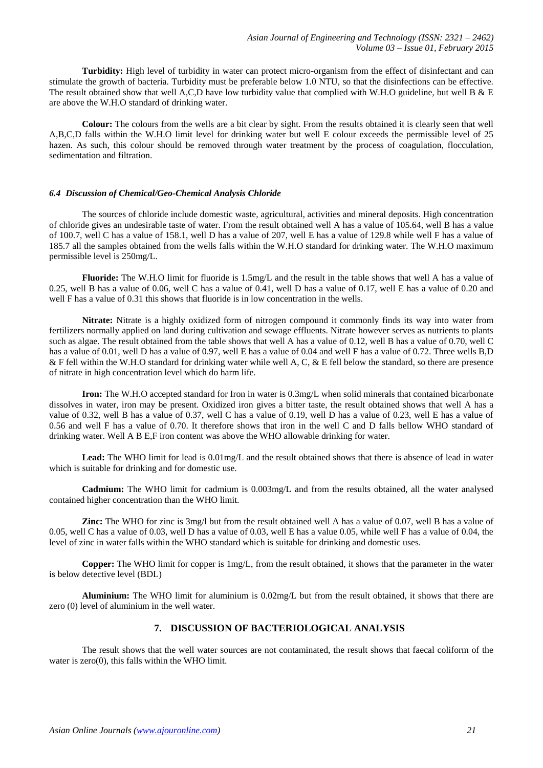**Turbidity:** High level of turbidity in water can protect micro-organism from the effect of disinfectant and can stimulate the growth of bacteria. Turbidity must be preferable below 1.0 NTU, so that the disinfections can be effective. The result obtained show that well A,C,D have low turbidity value that complied with W.H.O guideline, but well B & E are above the W.H.O standard of drinking water.

**Colour:** The colours from the wells are a bit clear by sight. From the results obtained it is clearly seen that well A,B,C,D falls within the W.H.O limit level for drinking water but well E colour exceeds the permissible level of 25 hazen. As such, this colour should be removed through water treatment by the process of coagulation, flocculation, sedimentation and filtration.

### *6.4 Discussion of Chemical/Geo-Chemical Analysis Chloride*

The sources of chloride include domestic waste, agricultural, activities and mineral deposits. High concentration of chloride gives an undesirable taste of water. From the result obtained well A has a value of 105.64, well B has a value of 100.7, well C has a value of 158.1, well D has a value of 207, well E has a value of 129.8 while well F has a value of 185.7 all the samples obtained from the wells falls within the W.H.O standard for drinking water. The W.H.O maximum permissible level is 250mg/L.

**Fluoride:** The W.H.O limit for fluoride is 1.5mg/L and the result in the table shows that well A has a value of 0.25, well B has a value of 0.06, well C has a value of 0.41, well D has a value of 0.17, well E has a value of 0.20 and well F has a value of 0.31 this shows that fluoride is in low concentration in the wells.

**Nitrate:** Nitrate is a highly oxidized form of nitrogen compound it commonly finds its way into water from fertilizers normally applied on land during cultivation and sewage effluents. Nitrate however serves as nutrients to plants such as algae. The result obtained from the table shows that well A has a value of 0.12, well B has a value of 0.70, well C has a value of 0.01, well D has a value of 0.97, well E has a value of 0.04 and well F has a value of 0.72. Three wells B,D & F fell within the W.H.O standard for drinking water while well A, C, & E fell below the standard, so there are presence of nitrate in high concentration level which do harm life.

**Iron:** The W.H.O accepted standard for Iron in water is 0.3mg/L when solid minerals that contained bicarbonate dissolves in water, iron may be present. Oxidized iron gives a bitter taste, the result obtained shows that well A has a value of 0.32, well B has a value of 0.37, well C has a value of 0.19, well D has a value of 0.23, well E has a value of 0.56 and well F has a value of 0.70. It therefore shows that iron in the well C and D falls bellow WHO standard of drinking water. Well A B E,F iron content was above the WHO allowable drinking for water.

**Lead:** The WHO limit for lead is 0.01mg/L and the result obtained shows that there is absence of lead in water which is suitable for drinking and for domestic use.

**Cadmium:** The WHO limit for cadmium is 0.003mg/L and from the results obtained, all the water analysed contained higher concentration than the WHO limit.

**Zinc:** The WHO for zinc is 3mg/l but from the result obtained well A has a value of 0.07, well B has a value of 0.05, well C has a value of 0.03, well D has a value of 0.03, well E has a value 0.05, while well F has a value of 0.04, the level of zinc in water falls within the WHO standard which is suitable for drinking and domestic uses.

**Copper:** The WHO limit for copper is 1mg/L, from the result obtained, it shows that the parameter in the water is below detective level (BDL)

**Aluminium:** The WHO limit for aluminium is 0.02mg/L but from the result obtained, it shows that there are zero (0) level of aluminium in the well water.

## 7. DISCUSSION OF BACTERIOLOGICAL ANALYSIS

The result shows that the well water sources are not contaminated, the result shows that faecal coliform of the water is zero(0), this falls within the WHO limit.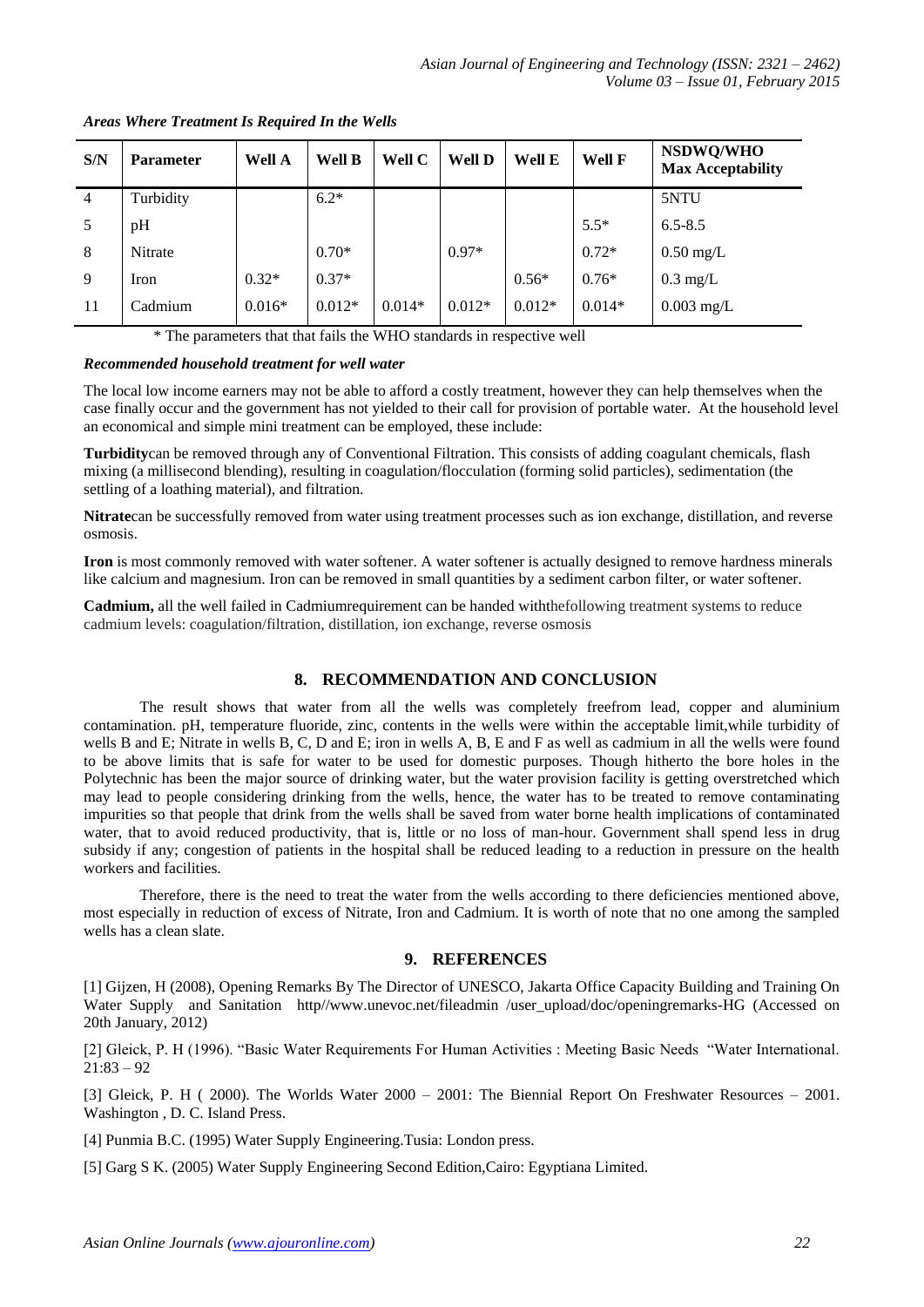*Areas Where Treatment Is Required In the Wells*

| S/N | Parameter | Well A | Well B | Well C | Well D | Well E | Well F | NSDWQ/WHO Max Acceptability |
|---|---|---|---|---|---|---|---|---|
| 4 | Turbidity | | 6.2* | | | | | 5NTU |
| 5 | pH | | | | | | 5.5* | 6.5-8.5 |
| 8 | Nitrate | | 0.70* | | 0.97* | | 0.72* | 0.50 mg/L |
| 9 | Iron | 0.32* | 0.37* | | | 0.56* | 0.76* | 0.3 mg/L |
| 11 | Cadmium | 0.016* | 0.012* | 0.014* | 0.012* | 0.012* | 0.014* | 0.003 mg/L |

\* The parameters that that fails the WHO standards in respective well

***Recommended household treatment for well water***

The local low income earners may not be able to afford a costly treatment, however they can help themselves when the case finally occur and the government has not yielded to their call for provision of portable water. At the household level an economical and simple mini treatment can be employed, these include:

**Turbidity**can be removed through any of Conventional Filtration. This consists of adding coagulant chemicals, flash mixing (a millisecond blending), resulting in coagulation/flocculation (forming solid particles), sedimentation (the settling of a loathing material), and filtration.

**Nitrate**can be successfully removed from water using treatment processes such as ion exchange, distillation, and reverse osmosis.

**Iron** is most commonly removed with water softener. A water softener is actually designed to remove hardness minerals like calcium and magnesium. Iron can be removed in small quantities by a sediment carbon filter, or water softener.

**Cadmium,** all the well failed in Cadmiumrequirement can be handed withthefollowing treatment systems to reduce cadmium levels: coagulation/filtration, distillation, ion exchange, reverse osmosis

## 8. RECOMMENDATION AND CONCLUSION

The result shows that water from all the wells was completely freefrom lead, copper and aluminium contamination. pH, temperature fluoride, zinc, contents in the wells were within the acceptable limit,while turbidity of wells B and E; Nitrate in wells B, C, D and E; iron in wells A, B, E and F as well as cadmium in all the wells were found to be above limits that is safe for water to be used for domestic purposes. Though hitherto the bore holes in the Polytechnic has been the major source of drinking water, but the water provision facility is getting overstretched which may lead to people considering drinking from the wells, hence, the water has to be treated to remove contaminating impurities so that people that drink from the wells shall be saved from water borne health implications of contaminated water, that to avoid reduced productivity, that is, little or no loss of man-hour. Government shall spend less in drug subsidy if any; congestion of patients in the hospital shall be reduced leading to a reduction in pressure on the health workers and facilities.

Therefore, there is the need to treat the water from the wells according to there deficiencies mentioned above, most especially in reduction of excess of Nitrate, Iron and Cadmium. It is worth of note that no one among the sampled wells has a clean slate.

## 9. REFERENCES

[1] Gijzen, H (2008), Opening Remarks By The Director of UNESCO, Jakarta Office Capacity Building and Training On Water Supply and Sanitation http//www.unevoc.net/fileadmin /user_upload/doc/openingremarks-HG (Accessed on 20th January, 2012)

[2] Gleick, P. H (1996). "Basic Water Requirements For Human Activities : Meeting Basic Needs "Water International. 21:83 – 92

[3] Gleick, P. H ( 2000). The Worlds Water 2000 – 2001: The Biennial Report On Freshwater Resources – 2001. Washington , D. C. Island Press.

[4] Punmia B.C. (1995) Water Supply Engineering.Tusia: London press.

[5] Garg S K. (2005) Water Supply Engineering Second Edition,Cairo: Egyptiana Limited.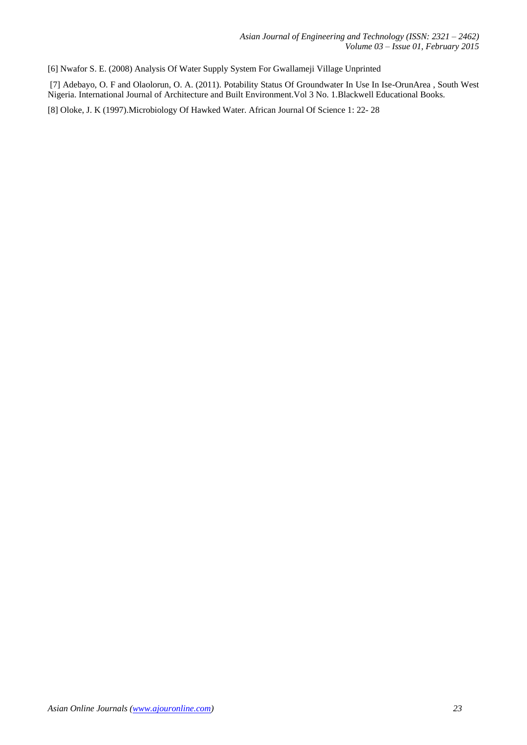[6] Nwafor S. E. (2008) Analysis Of Water Supply System For Gwallameji Village Unprinted

[7] Adebayo, O. F and Olaolorun, O. A. (2011). Potability Status Of Groundwater In Use In Ise-OrunArea , South West Nigeria. International Journal of Architecture and Built Environment.Vol 3 No. 1.Blackwell Educational Books.

[8] Oloke, J. K (1997).Microbiology Of Hawked Water. African Journal Of Science 1: 22- 28